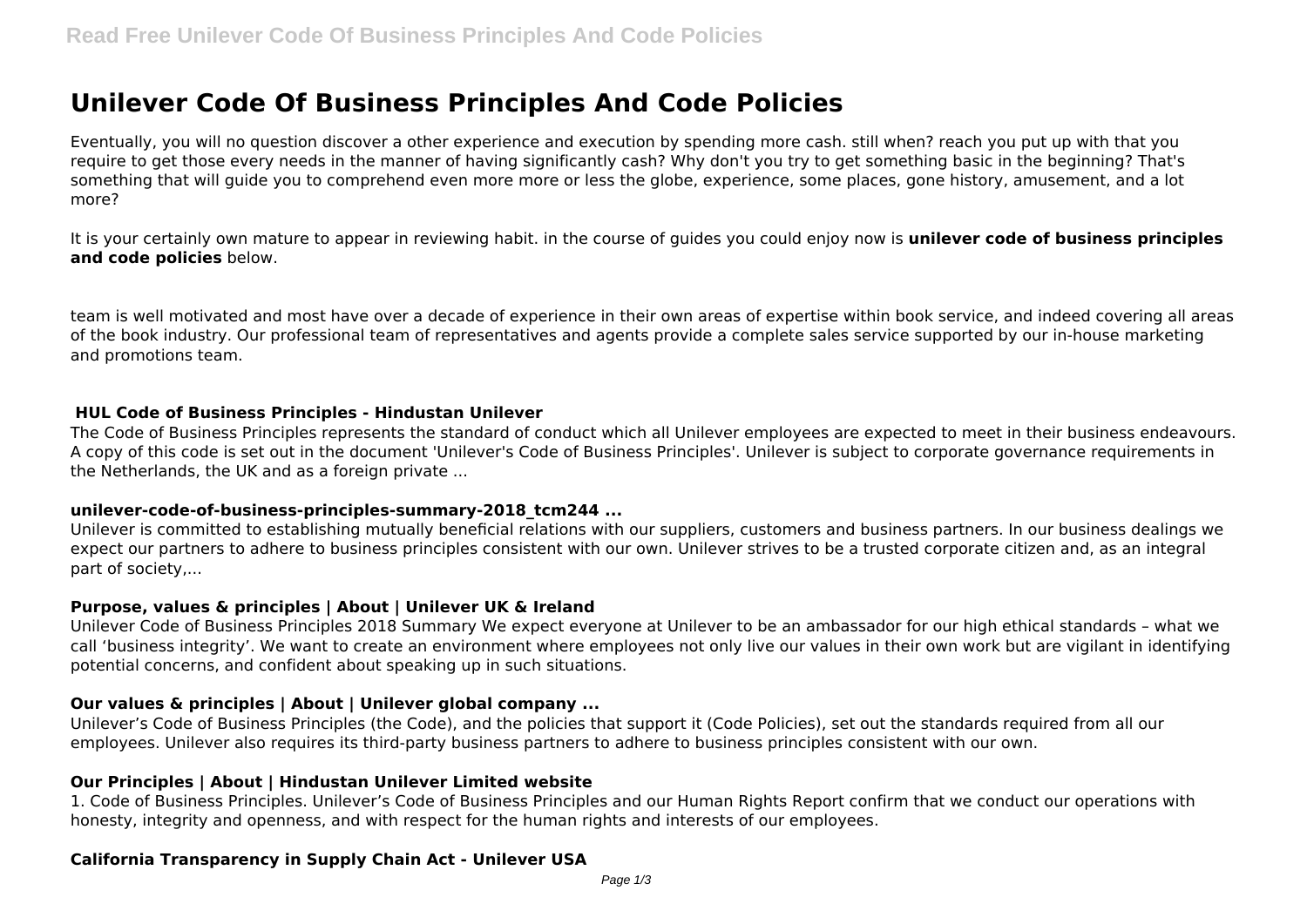# Unilever Code Of Business Principles And Code Policies

Eventually, you will no question discover a other experience and execution by spending more cash. still when? reach you put up with that you require to get those every needs in the manner of having significantly cash? Why don't you try to get something basic in the beginning? That's something that will guide you to comprehend even more more or less the globe, experience, some places, gone history, amusement, and a lot more?

It is your certainly own mature to appear in reviewing habit. in the course of guides you could enjoy now is **unilever code of business principles and code policies** below.

team is well motivated and most have over a decade of experience in their own areas of expertise within book service, and indeed covering all areas of the book industry. Our professional team of representatives and agents provide a complete sales service supported by our in-house marketing and promotions team.

### HUL Code of Business Principles - Hindustan Unilever

The Code of Business Principles represents the standard of conduct which all Unilever employees are expected to meet in their business endeavours. A copy of this code is set out in the document 'Unilever's Code of Business Principles'. Unilever is subject to corporate governance requirements in the Netherlands, the UK and as a foreign private ...

### unilever-code-of-business-principles-summary-2018_tcm244 ...

Unilever is committed to establishing mutually beneficial relations with our suppliers, customers and business partners. In our business dealings we expect our partners to adhere to business principles consistent with our own. Unilever strives to be a trusted corporate citizen and, as an integral part of society,...

### Purpose, values & principles | About | Unilever UK & Ireland

Unilever Code of Business Principles 2018 Summary We expect everyone at Unilever to be an ambassador for our high ethical standards – what we call 'business integrity'. We want to create an environment where employees not only live our values in their own work but are vigilant in identifying potential concerns, and confident about speaking up in such situations.

### Our values & principles | About | Unilever global company ...

Unilever's Code of Business Principles (the Code), and the policies that support it (Code Policies), set out the standards required from all our employees. Unilever also requires its third-party business partners to adhere to business principles consistent with our own.

### Our Principles | About | Hindustan Unilever Limited website

1. Code of Business Principles. Unilever's Code of Business Principles and our Human Rights Report confirm that we conduct our operations with honesty, integrity and openness, and with respect for the human rights and interests of our employees.

### California Transparency in Supply Chain Act - Unilever USA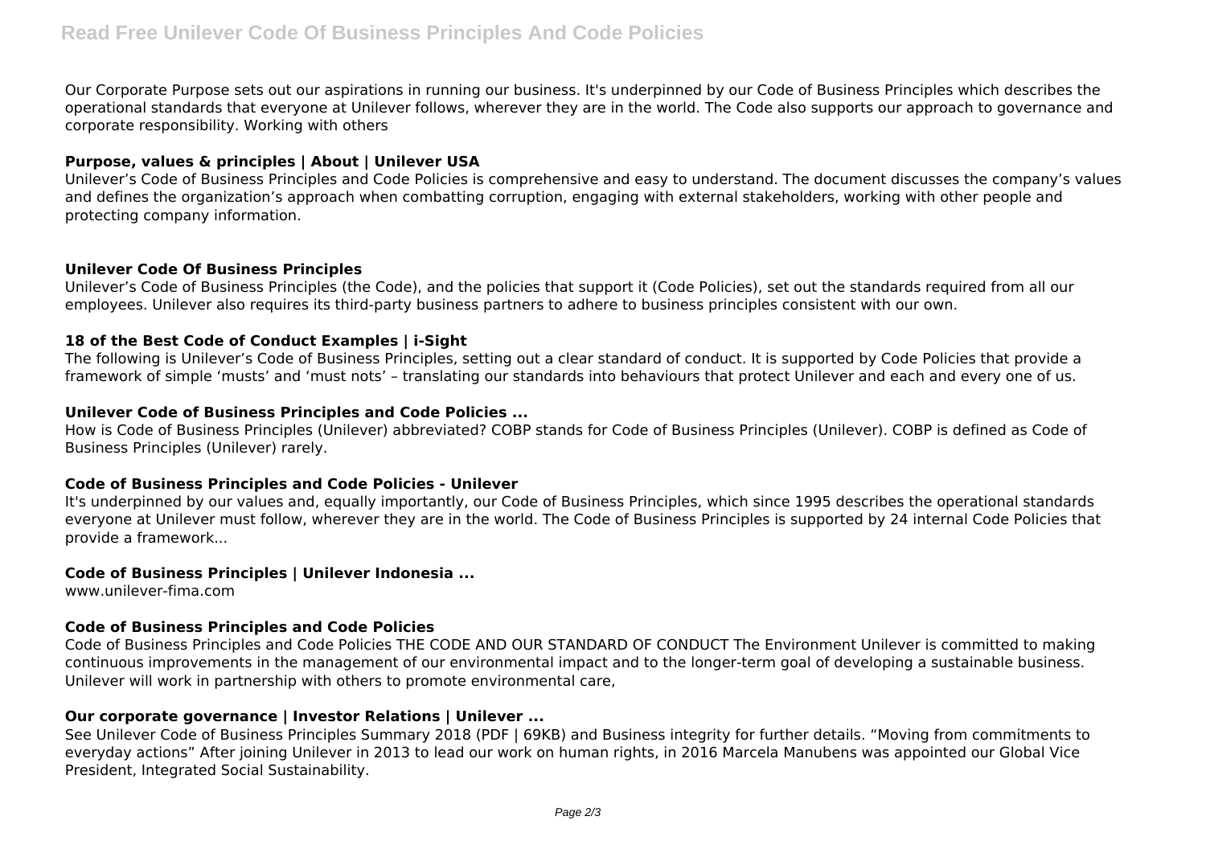Our Corporate Purpose sets out our aspirations in running our business. It's underpinned by our Code of Business Principles which describes the operational standards that everyone at Unilever follows, wherever they are in the world. The Code also supports our approach to governance and corporate responsibility. Working with others

### Purpose, values & principles | About | Unilever USA

Unilever's Code of Business Principles and Code Policies is comprehensive and easy to understand. The document discusses the company's values and defines the organization's approach when combatting corruption, engaging with external stakeholders, working with other people and protecting company information.

### Unilever Code Of Business Principles

Unilever's Code of Business Principles (the Code), and the policies that support it (Code Policies), set out the standards required from all our employees. Unilever also requires its third-party business partners to adhere to business principles consistent with our own.

### 18 of the Best Code of Conduct Examples | i-Sight

The following is Unilever's Code of Business Principles, setting out a clear standard of conduct. It is supported by Code Policies that provide a framework of simple 'musts' and 'must nots' – translating our standards into behaviours that protect Unilever and each and every one of us.

### Unilever Code of Business Principles and Code Policies ...

How is Code of Business Principles (Unilever) abbreviated? COBP stands for Code of Business Principles (Unilever). COBP is defined as Code of Business Principles (Unilever) rarely.

### Code of Business Principles and Code Policies - Unilever

It's underpinned by our values and, equally importantly, our Code of Business Principles, which since 1995 describes the operational standards everyone at Unilever must follow, wherever they are in the world. The Code of Business Principles is supported by 24 internal Code Policies that provide a framework...

### Code of Business Principles | Unilever Indonesia ...

www.unilever-fima.com

### Code of Business Principles and Code Policies

Code of Business Principles and Code Policies THE CODE AND OUR STANDARD OF CONDUCT The Environment Unilever is committed to making continuous improvements in the management of our environmental impact and to the longer-term goal of developing a sustainable business. Unilever will work in partnership with others to promote environmental care,

### Our corporate governance | Investor Relations | Unilever ...

See Unilever Code of Business Principles Summary 2018 (PDF | 69KB) and Business integrity for further details. "Moving from commitments to everyday actions" After joining Unilever in 2013 to lead our work on human rights, in 2016 Marcela Manubens was appointed our Global Vice President, Integrated Social Sustainability.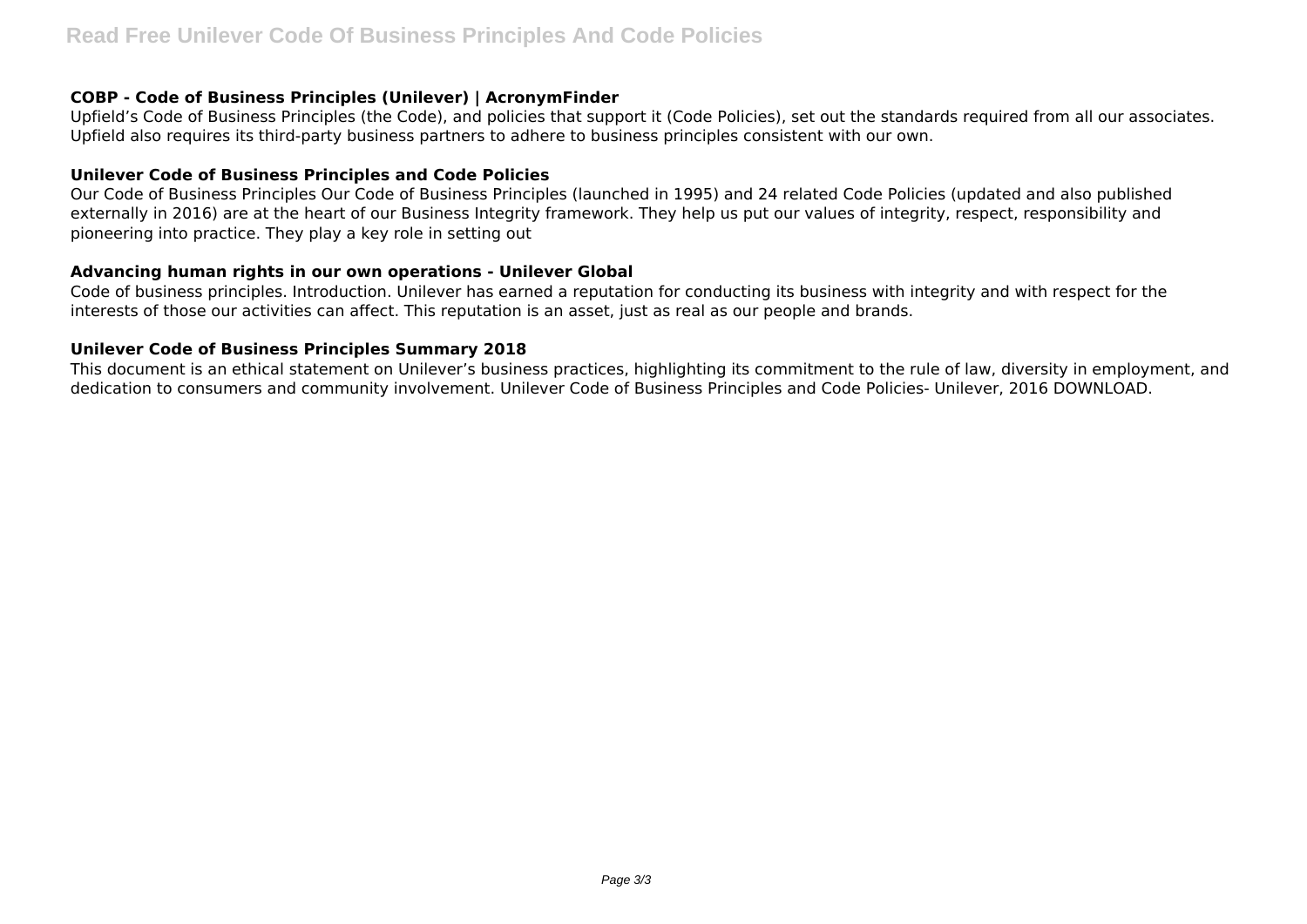### COBP - Code of Business Principles (Unilever) | AcronymFinder

Upfield's Code of Business Principles (the Code), and policies that support it (Code Policies), set out the standards required from all our associates. Upfield also requires its third-party business partners to adhere to business principles consistent with our own.

### Unilever Code of Business Principles and Code Policies

Our Code of Business Principles Our Code of Business Principles (launched in 1995) and 24 related Code Policies (updated and also published externally in 2016) are at the heart of our Business Integrity framework. They help us put our values of integrity, respect, responsibility and pioneering into practice. They play a key role in setting out

### Advancing human rights in our own operations - Unilever Global

Code of business principles. Introduction. Unilever has earned a reputation for conducting its business with integrity and with respect for the interests of those our activities can affect. This reputation is an asset, just as real as our people and brands.

### Unilever Code of Business Principles Summary 2018

This document is an ethical statement on Unilever's business practices, highlighting its commitment to the rule of law, diversity in employment, and dedication to consumers and community involvement. Unilever Code of Business Principles and Code Policies- Unilever, 2016 DOWNLOAD.